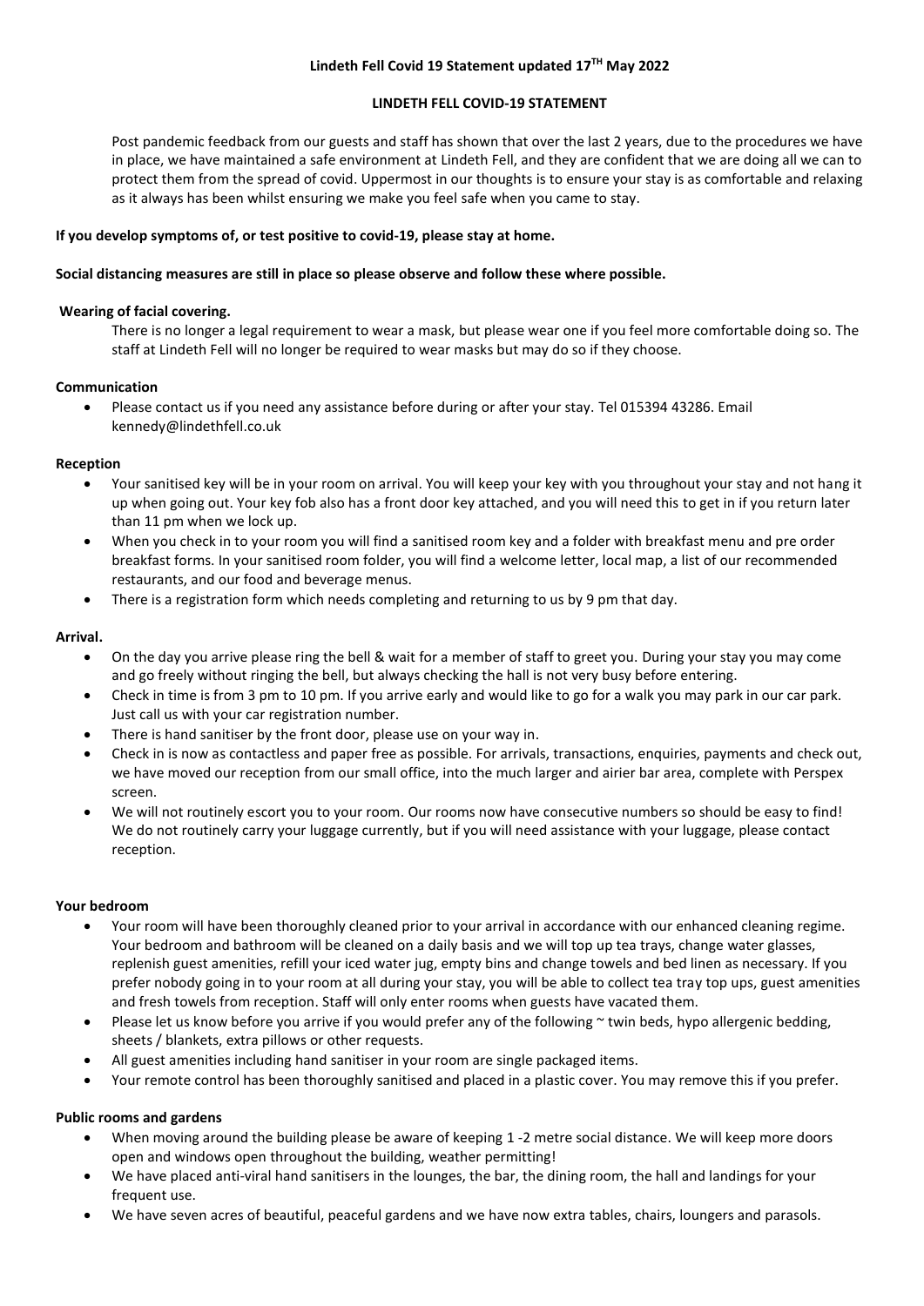**Lindeth Fell Covid 19 Statement updated 17TH May 2022**

**LINDETH FELL COVID-19 STATEMENT**

Post pandemic feedback from our guests and staff has shown that over the last 2 years, due to the procedures we have in place, we have maintained a safe environment at Lindeth Fell, and they are confident that we are doing all we can to protect them from the spread of covid. Uppermost in our thoughts is to ensure your stay is as comfortable and relaxing as it always has been whilst ensuring we make you feel safe when you came to stay.

**If you develop symptoms of, or test positive to covid-19, please stay at home.**

**Social distancing measures are still in place so please observe and follow these where possible.**

**Wearing of facial covering.**

There is no longer a legal requirement to wear a mask, but please wear one if you feel more comfortable doing so. The staff at Lindeth Fell will no longer be required to wear masks but may do so if they choose.

**Communication**

- Please contact us if you need any assistance before during or after your stay. Tel 015394 43286. Email kennedy@lindethfell.co.uk

**Reception**

- Your sanitised key will be in your room on arrival. You will keep your key with you throughout your stay and not hang it up when going out. Your key fob also has a front door key attached, and you will need this to get in if you return later than 11 pm when we lock up.
- When you check in to your room you will find a sanitised room key and a folder with breakfast menu and pre order breakfast forms. In your sanitised room folder, you will find a welcome letter, local map, a list of our recommended restaurants, and our food and beverage menus.
- There is a registration form which needs completing and returning to us by 9 pm that day.

**Arrival.**

- On the day you arrive please ring the bell & wait for a member of staff to greet you. During your stay you may come and go freely without ringing the bell, but always checking the hall is not very busy before entering.
- Check in time is from 3 pm to 10 pm. If you arrive early and would like to go for a walk you may park in our car park. Just call us with your car registration number.
- There is hand sanitiser by the front door, please use on your way in.
- Check in is now as contactless and paper free as possible. For arrivals, transactions, enquiries, payments and check out, we have moved our reception from our small office, into the much larger and airier bar area, complete with Perspex screen.
- We will not routinely escort you to your room. Our rooms now have consecutive numbers so should be easy to find! We do not routinely carry your luggage currently, but if you will need assistance with your luggage, please contact reception.

**Your bedroom**

- Your room will have been thoroughly cleaned prior to your arrival in accordance with our enhanced cleaning regime. Your bedroom and bathroom will be cleaned on a daily basis and we will top up tea trays, change water glasses, replenish guest amenities, refill your iced water jug, empty bins and change towels and bed linen as necessary. If you prefer nobody going in to your room at all during your stay, you will be able to collect tea tray top ups, guest amenities and fresh towels from reception. Staff will only enter rooms when guests have vacated them.
- Please let us know before you arrive if you would prefer any of the following ~ twin beds, hypo allergenic bedding, sheets / blankets, extra pillows or other requests.
- All guest amenities including hand sanitiser in your room are single packaged items.
- Your remote control has been thoroughly sanitised and placed in a plastic cover. You may remove this if you prefer.

**Public rooms and gardens**

- When moving around the building please be aware of keeping 1 -2 metre social distance. We will keep more doors open and windows open throughout the building, weather permitting!
- We have placed anti-viral hand sanitisers in the lounges, the bar, the dining room, the hall and landings for your frequent use.
- We have seven acres of beautiful, peaceful gardens and we have now extra tables, chairs, loungers and parasols.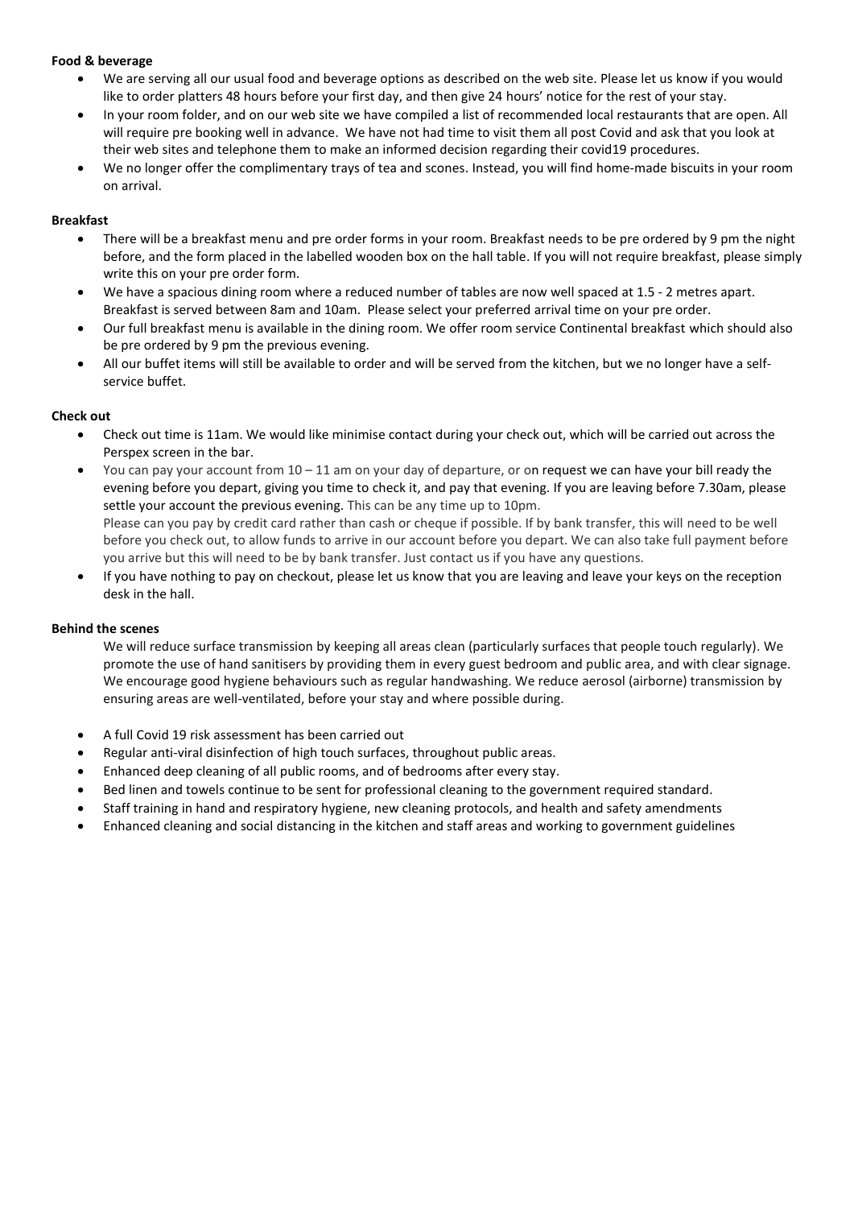**Food & beverage**

- We are serving all our usual food and beverage options as described on the web site. Please let us know if you would like to order platters 48 hours before your first day, and then give 24 hours' notice for the rest of your stay.
- In your room folder, and on our web site we have compiled a list of recommended local restaurants that are open. All will require pre booking well in advance. We have not had time to visit them all post Covid and ask that you look at their web sites and telephone them to make an informed decision regarding their covid19 procedures.
- We no longer offer the complimentary trays of tea and scones. Instead, you will find home-made biscuits in your room on arrival.

**Breakfast**

- There will be a breakfast menu and pre order forms in your room. Breakfast needs to be pre ordered by 9 pm the night before, and the form placed in the labelled wooden box on the hall table. If you will not require breakfast, please simply write this on your pre order form.
- We have a spacious dining room where a reduced number of tables are now well spaced at 1.5 - 2 metres apart. Breakfast is served between 8am and 10am. Please select your preferred arrival time on your pre order.
- Our full breakfast menu is available in the dining room. We offer room service Continental breakfast which should also be pre ordered by 9 pm the previous evening.
- All our buffet items will still be available to order and will be served from the kitchen, but we no longer have a self-service buffet.

**Check out**

- Check out time is 11am. We would like minimise contact during your check out, which will be carried out across the Perspex screen in the bar.
- You can pay your account from 10 – 11 am on your day of departure, or on request we can have your bill ready the evening before you depart, giving you time to check it, and pay that evening. If you are leaving before 7.30am, please settle your account the previous evening. This can be any time up to 10pm.
  Please can you pay by credit card rather than cash or cheque if possible. If by bank transfer, this will need to be well before you check out, to allow funds to arrive in our account before you depart. We can also take full payment before you arrive but this will need to be by bank transfer. Just contact us if you have any questions.
- If you have nothing to pay on checkout, please let us know that you are leaving and leave your keys on the reception desk in the hall.

**Behind the scenes**

We will reduce surface transmission by keeping all areas clean (particularly surfaces that people touch regularly). We promote the use of hand sanitisers by providing them in every guest bedroom and public area, and with clear signage. We encourage good hygiene behaviours such as regular handwashing. We reduce aerosol (airborne) transmission by ensuring areas are well-ventilated, before your stay and where possible during.

- A full Covid 19 risk assessment has been carried out
- Regular anti-viral disinfection of high touch surfaces, throughout public areas.
- Enhanced deep cleaning of all public rooms, and of bedrooms after every stay.
- Bed linen and towels continue to be sent for professional cleaning to the government required standard.
- Staff training in hand and respiratory hygiene, new cleaning protocols, and health and safety amendments
- Enhanced cleaning and social distancing in the kitchen and staff areas and working to government guidelines